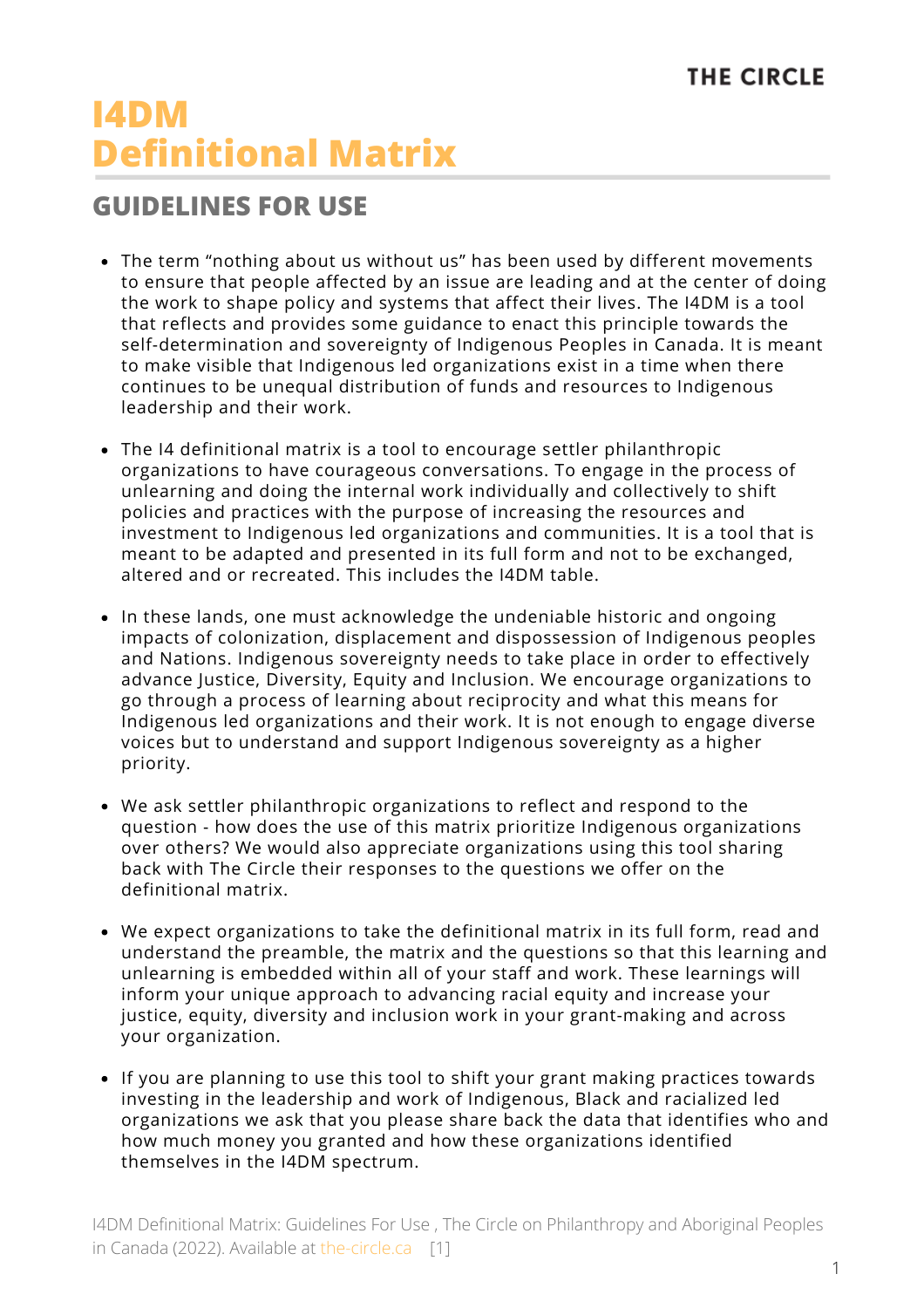THE CIRCLE

# I4DM Definitional Matrix

## GUIDELINES FOR USE

- The term “nothing about us without us” has been used by different movements to ensure that people affected by an issue are leading and at the center of doing the work to shape policy and systems that affect their lives. The I4DM is a tool that reflects and provides some guidance to enact this principle towards the self-determination and sovereignty of Indigenous Peoples in Canada. It is meant to make visible that Indigenous led organizations exist in a time when there continues to be unequal distribution of funds and resources to Indigenous leadership and their work.

- The I4 definitional matrix is a tool to encourage settler philanthropic organizations to have courageous conversations. To engage in the process of unlearning and doing the internal work individually and collectively to shift policies and practices with the purpose of increasing the resources and investment to Indigenous led organizations and communities. It is a tool that is meant to be adapted and presented in its full form and not to be exchanged, altered and or recreated. This includes the I4DM table.

- In these lands, one must acknowledge the undeniable historic and ongoing impacts of colonization, displacement and dispossession of Indigenous peoples and Nations. Indigenous sovereignty needs to take place in order to effectively advance Justice, Diversity, Equity and Inclusion. We encourage organizations to go through a process of learning about reciprocity and what this means for Indigenous led organizations and their work. It is not enough to engage diverse voices but to understand and support Indigenous sovereignty as a higher priority.

- We ask settler philanthropic organizations to reflect and respond to the question - how does the use of this matrix prioritize Indigenous organizations over others? We would also appreciate organizations using this tool sharing back with The Circle their responses to the questions we offer on the definitional matrix.

- We expect organizations to take the definitional matrix in its full form, read and understand the preamble, the matrix and the questions so that this learning and unlearning is embedded within all of your staff and work. These learnings will inform your unique approach to advancing racial equity and increase your justice, equity, diversity and inclusion work in your grant-making and across your organization.

- If you are planning to use this tool to shift your grant making practices towards investing in the leadership and work of Indigenous, Black and racialized led organizations we ask that you please share back the data that identifies who and how much money you granted and how these organizations identified themselves in the I4DM spectrum.

I4DM Definitional Matrix: Guidelines For Use , The Circle on Philanthropy and Aboriginal Peoples in Canada (2022). Available at the-circle.ca [1]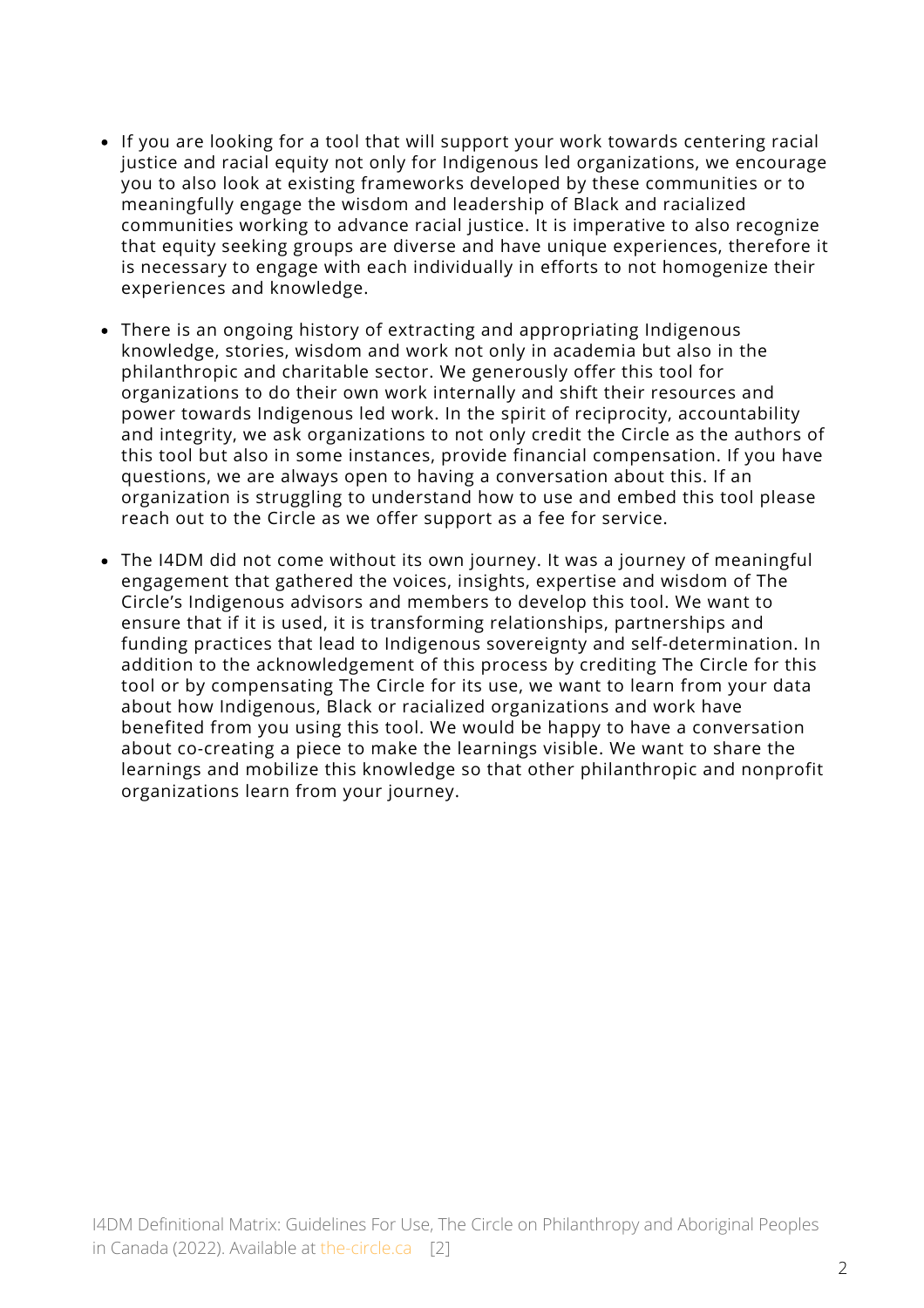- If you are looking for a tool that will support your work towards centering racial justice and racial equity not only for Indigenous led organizations, we encourage you to also look at existing frameworks developed by these communities or to meaningfully engage the wisdom and leadership of Black and racialized communities working to advance racial justice. It is imperative to also recognize that equity seeking groups are diverse and have unique experiences, therefore it is necessary to engage with each individually in efforts to not homogenize their experiences and knowledge.

- There is an ongoing history of extracting and appropriating Indigenous knowledge, stories, wisdom and work not only in academia but also in the philanthropic and charitable sector. We generously offer this tool for organizations to do their own work internally and shift their resources and power towards Indigenous led work. In the spirit of reciprocity, accountability and integrity, we ask organizations to not only credit the Circle as the authors of this tool but also in some instances, provide financial compensation. If you have questions, we are always open to having a conversation about this. If an organization is struggling to understand how to use and embed this tool please reach out to the Circle as we offer support as a fee for service.

- The I4DM did not come without its own journey. It was a journey of meaningful engagement that gathered the voices, insights, expertise and wisdom of The Circle's Indigenous advisors and members to develop this tool. We want to ensure that if it is used, it is transforming relationships, partnerships and funding practices that lead to Indigenous sovereignty and self-determination. In addition to the acknowledgement of this process by crediting The Circle for this tool or by compensating The Circle for its use, we want to learn from your data about how Indigenous, Black or racialized organizations and work have benefited from you using this tool. We would be happy to have a conversation about co-creating a piece to make the learnings visible. We want to share the learnings and mobilize this knowledge so that other philanthropic and nonprofit organizations learn from your journey.